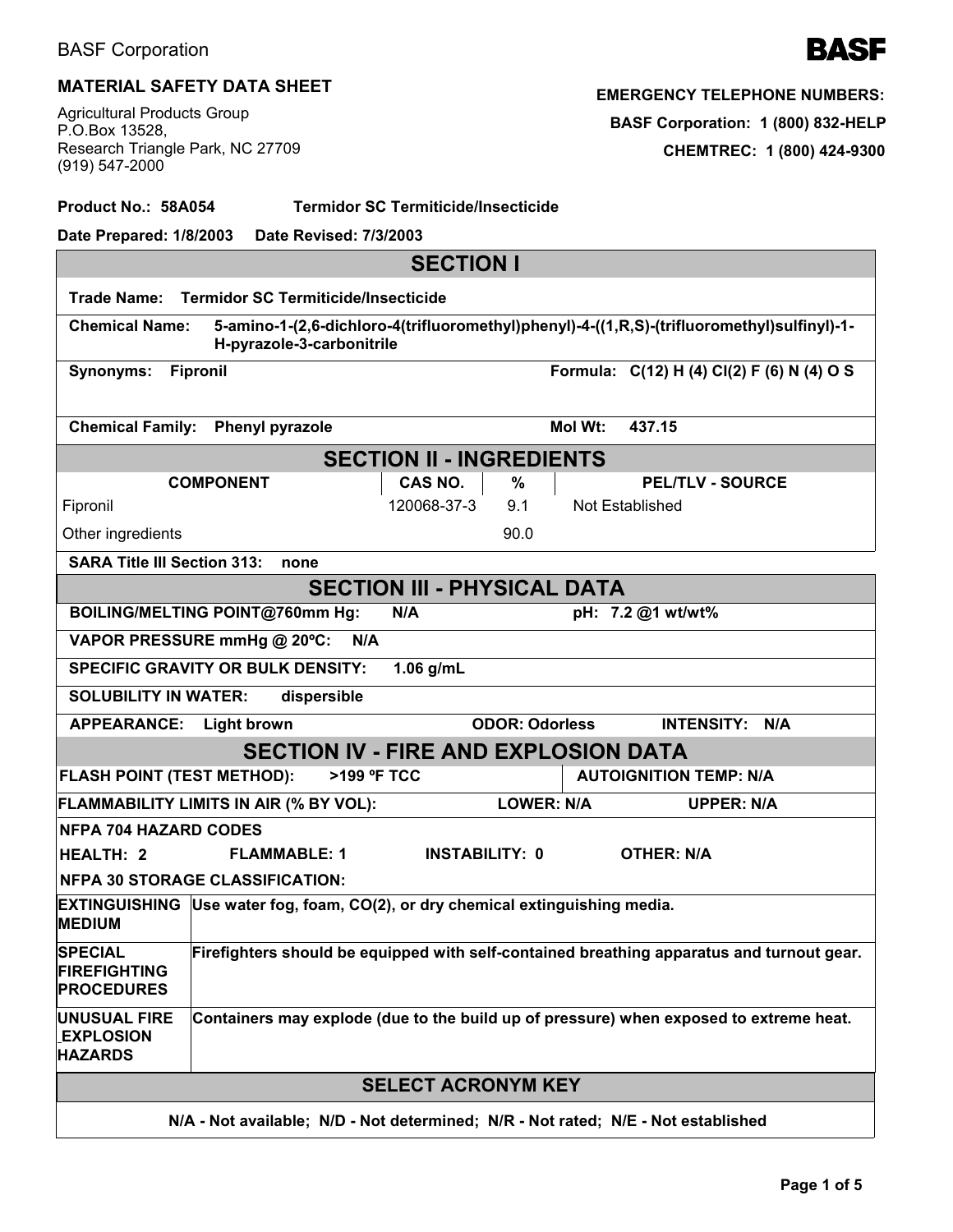BASF Corporation

**BASF**

## MATERIAL SAFETY DATA SHEET

Agricultural Products Group
P.O.Box 13528,
Research Triangle Park, NC 27709
(919) 547-2000

**EMERGENCY TELEPHONE NUMBERS:**

**BASF Corporation: 1 (800) 832-HELP**

**CHEMTREC: 1 (800) 424-9300**

**Product No.: 58A054** **Termidor SC Termiticide/Insecticide**

**Date Prepared: 1/8/2003** **Date Revised: 7/3/2003**

## SECTION I

**Trade Name:** **Termidor SC Termiticide/Insecticide**

**Chemical Name:** **5-amino-1-(2,6-dichloro-4(trifluoromethyl)phenyl)-4-((1,R,S)-(trifluoromethyl)sulfinyl)-1-H-pyrazole-3-carbonitrile**

**Synonyms:** **Fipronil** **Formula:** **C(12) H (4) Cl(2) F (6) N (4) O S**

**Chemical Family:** **Phenyl pyrazole** **Mol Wt:** **437.15**

## SECTION II - INGREDIENTS

| COMPONENT | CAS NO. | % | PEL/TLV - SOURCE |
|---|---|---|---|
| Fipronil | 120068-37-3 | 9.1 | Not Established |
| Other ingredients | | 90.0 | |

**SARA Title III Section 313:** **none**

## SECTION III - PHYSICAL DATA

**BOILING/MELTING POINT@760mm Hg:** **N/A** **pH:** **7.2 @1 wt/wt%**

**VAPOR PRESSURE mmHg @ 20ºC:** **N/A**

**SPECIFIC GRAVITY OR BULK DENSITY:** **1.06 g/mL**

**SOLUBILITY IN WATER:** **dispersible**

**APPEARANCE:** **Light brown** **ODOR: Odorless** **INTENSITY:** **N/A**

## SECTION IV - FIRE AND EXPLOSION DATA

**FLASH POINT (TEST METHOD):** **>199 ºF TCC** **AUTOIGNITION TEMP: N/A**

**FLAMMABILITY LIMITS IN AIR (% BY VOL):** **LOWER: N/A** **UPPER: N/A**

**NFPA 704 HAZARD CODES**

**HEALTH: 2** **FLAMMABLE: 1** **INSTABILITY: 0** **OTHER: N/A**

**NFPA 30 STORAGE CLASSIFICATION:**

| | |
|---|---|
| **EXTINGUISHING MEDIUM** | **Use water fog, foam, CO(2), or dry chemical extinguishing media.** |
| **SPECIAL FIREFIGHTING PROCEDURES** | **Firefighters should be equipped with self-contained breathing apparatus and turnout gear.** |
| **UNUSUAL FIRE EXPLOSION HAZARDS** | **Containers may explode (due to the build up of pressure) when exposed to extreme heat.** |

## SELECT ACRONYM KEY

**N/A - Not available; N/D - Not determined; N/R - Not rated; N/E - Not established**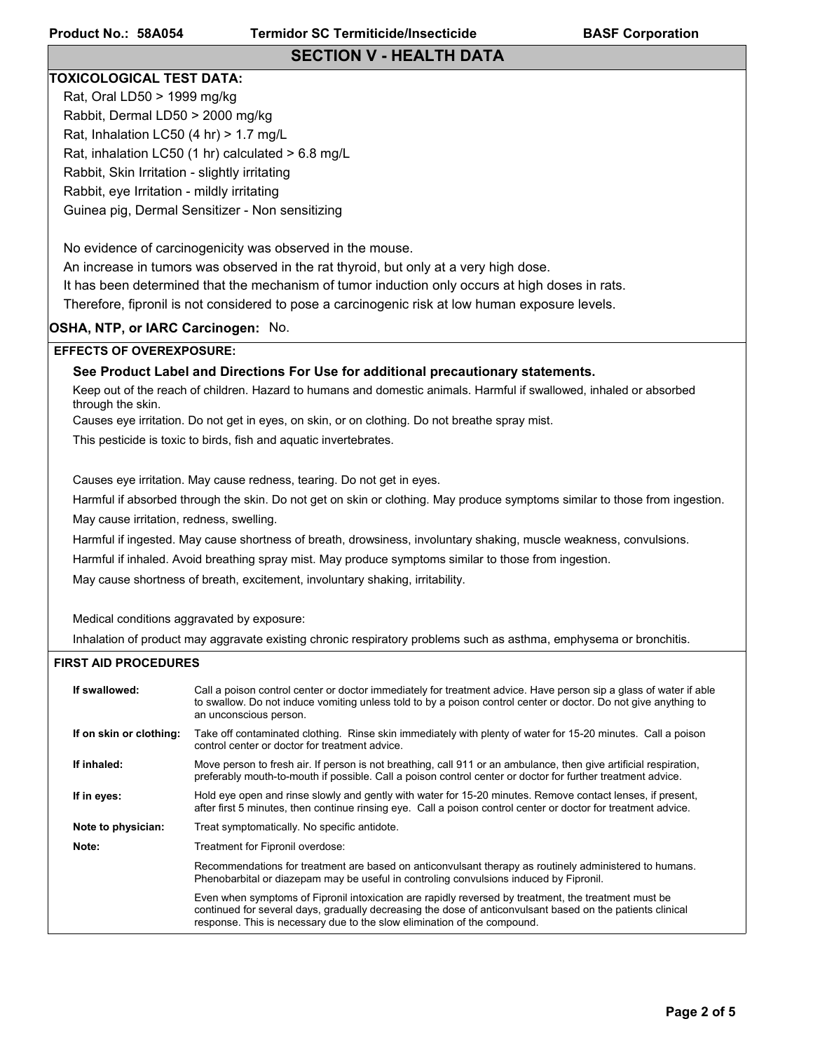## SECTION V - HEALTH DATA

**TOXICOLOGICAL TEST DATA:**

Rat, Oral LD50 > 1999 mg/kg

Rabbit, Dermal LD50 > 2000 mg/kg

Rat, Inhalation LC50 (4 hr) > 1.7 mg/L

Rat, inhalation LC50 (1 hr) calculated > 6.8 mg/L

Rabbit, Skin Irritation - slightly irritating

Rabbit, eye Irritation - mildly irritating

Guinea pig, Dermal Sensitizer - Non sensitizing

No evidence of carcinogenicity was observed in the mouse.

An increase in tumors was observed in the rat thyroid, but only at a very high dose.

It has been determined that the mechanism of tumor induction only occurs at high doses in rats.

Therefore, fipronil is not considered to pose a carcinogenic risk at low human exposure levels.

**OSHA, NTP, or IARC Carcinogen:** No.

**EFFECTS OF OVEREXPOSURE:**

**See Product Label and Directions For Use for additional precautionary statements.**

Keep out of the reach of children. Hazard to humans and domestic animals. Harmful if swallowed, inhaled or absorbed through the skin.

Causes eye irritation. Do not get in eyes, on skin, or on clothing. Do not breathe spray mist.

This pesticide is toxic to birds, fish and aquatic invertebrates.

Causes eye irritation. May cause redness, tearing. Do not get in eyes.

Harmful if absorbed through the skin. Do not get on skin or clothing. May produce symptoms similar to those from ingestion.

May cause irritation, redness, swelling.

Harmful if ingested. May cause shortness of breath, drowsiness, involuntary shaking, muscle weakness, convulsions.

Harmful if inhaled. Avoid breathing spray mist. May produce symptoms similar to those from ingestion.

May cause shortness of breath, excitement, involuntary shaking, irritability.

Medical conditions aggravated by exposure:

Inhalation of product may aggravate existing chronic respiratory problems such as asthma, emphysema or bronchitis.

**FIRST AID PROCEDURES**

| | |
|---|---|
| **If swallowed:** | Call a poison control center or doctor immediately for treatment advice. Have person sip a glass of water if able to swallow. Do not induce vomiting unless told to by a poison control center or doctor. Do not give anything to an unconscious person. |
| **If on skin or clothing:** | Take off contaminated clothing. Rinse skin immediately with plenty of water for 15-20 minutes. Call a poison control center or doctor for treatment advice. |
| **If inhaled:** | Move person to fresh air. If person is not breathing, call 911 or an ambulance, then give artificial respiration, preferably mouth-to-mouth if possible. Call a poison control center or doctor for further treatment advice. |
| **If in eyes:** | Hold eye open and rinse slowly and gently with water for 15-20 minutes. Remove contact lenses, if present, after first 5 minutes, then continue rinsing eye. Call a poison control center or doctor for treatment advice. |
| **Note to physician:** | Treat symptomatically. No specific antidote. |
| **Note:** | Treatment for Fipronil overdose: |
| | Recommendations for treatment are based on anticonvulsant therapy as routinely administered to humans. Phenobarbital or diazepam may be useful in controling convulsions induced by Fipronil. |
| | Even when symptoms of Fipronil intoxication are rapidly reversed by treatment, the treatment must be continued for several days, gradually decreasing the dose of anticonvulsant based on the patients clinical response. This is necessary due to the slow elimination of the compound. |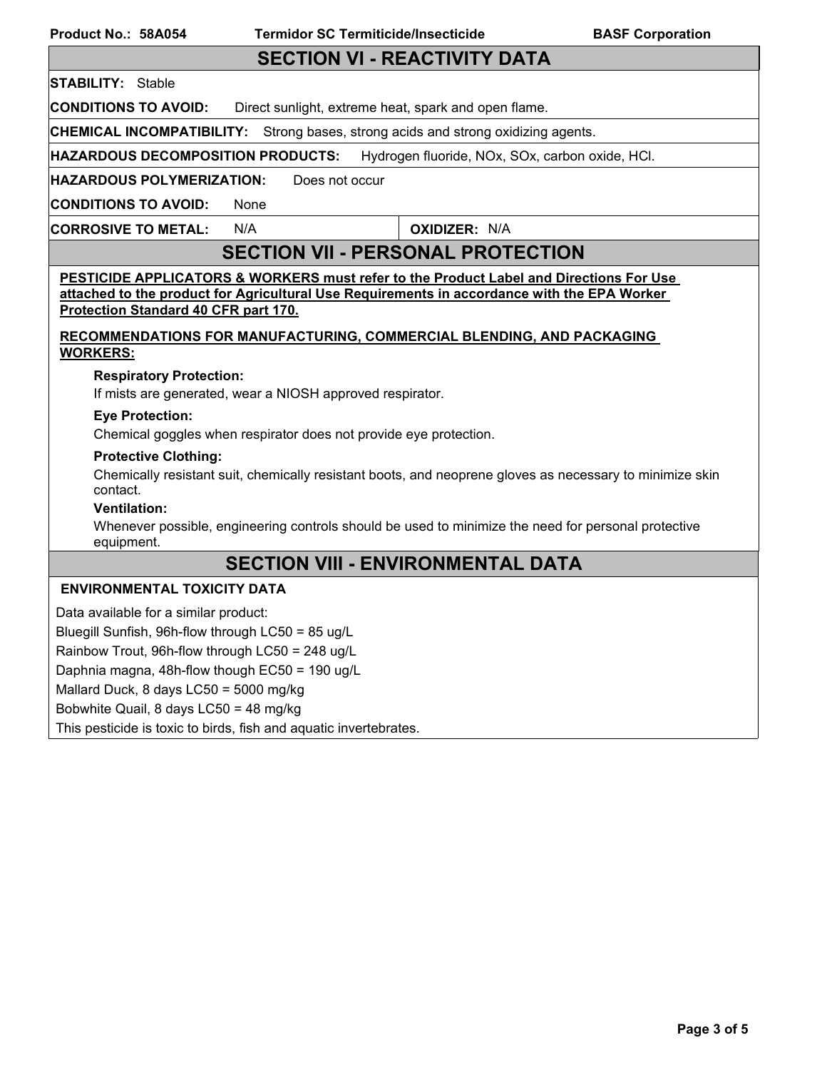## SECTION VI - REACTIVITY DATA

**STABILITY:** Stable

**CONDITIONS TO AVOID:** Direct sunlight, extreme heat, spark and open flame.

**CHEMICAL INCOMPATIBILITY:** Strong bases, strong acids and strong oxidizing agents.

**HAZARDOUS DECOMPOSITION PRODUCTS:** Hydrogen fluoride, NOx, SOx, carbon oxide, HCl.

**HAZARDOUS POLYMERIZATION:** Does not occur

**CONDITIONS TO AVOID:** None

**CORROSIVE TO METAL:** N/A | **OXIDIZER:** N/A

## SECTION VII - PERSONAL PROTECTION

**PESTICIDE APPLICATORS & WORKERS must refer to the Product Label and Directions For Use attached to the product for Agricultural Use Requirements in accordance with the EPA Worker Protection Standard 40 CFR part 170.**

**RECOMMENDATIONS FOR MANUFACTURING, COMMERCIAL BLENDING, AND PACKAGING WORKERS:**

**Respiratory Protection:**
If mists are generated, wear a NIOSH approved respirator.

**Eye Protection:**
Chemical goggles when respirator does not provide eye protection.

**Protective Clothing:**
Chemically resistant suit, chemically resistant boots, and neoprene gloves as necessary to minimize skin contact.

**Ventilation:**
Whenever possible, engineering controls should be used to minimize the need for personal protective equipment.

## SECTION VIII - ENVIRONMENTAL DATA

**ENVIRONMENTAL TOXICITY DATA**

Data available for a similar product:

Bluegill Sunfish, 96h-flow through LC50 = 85 ug/L

Rainbow Trout, 96h-flow through LC50 = 248 ug/L

Daphnia magna, 48h-flow though EC50 = 190 ug/L

Mallard Duck, 8 days LC50 = 5000 mg/kg

Bobwhite Quail, 8 days LC50 = 48 mg/kg

This pesticide is toxic to birds, fish and aquatic invertebrates.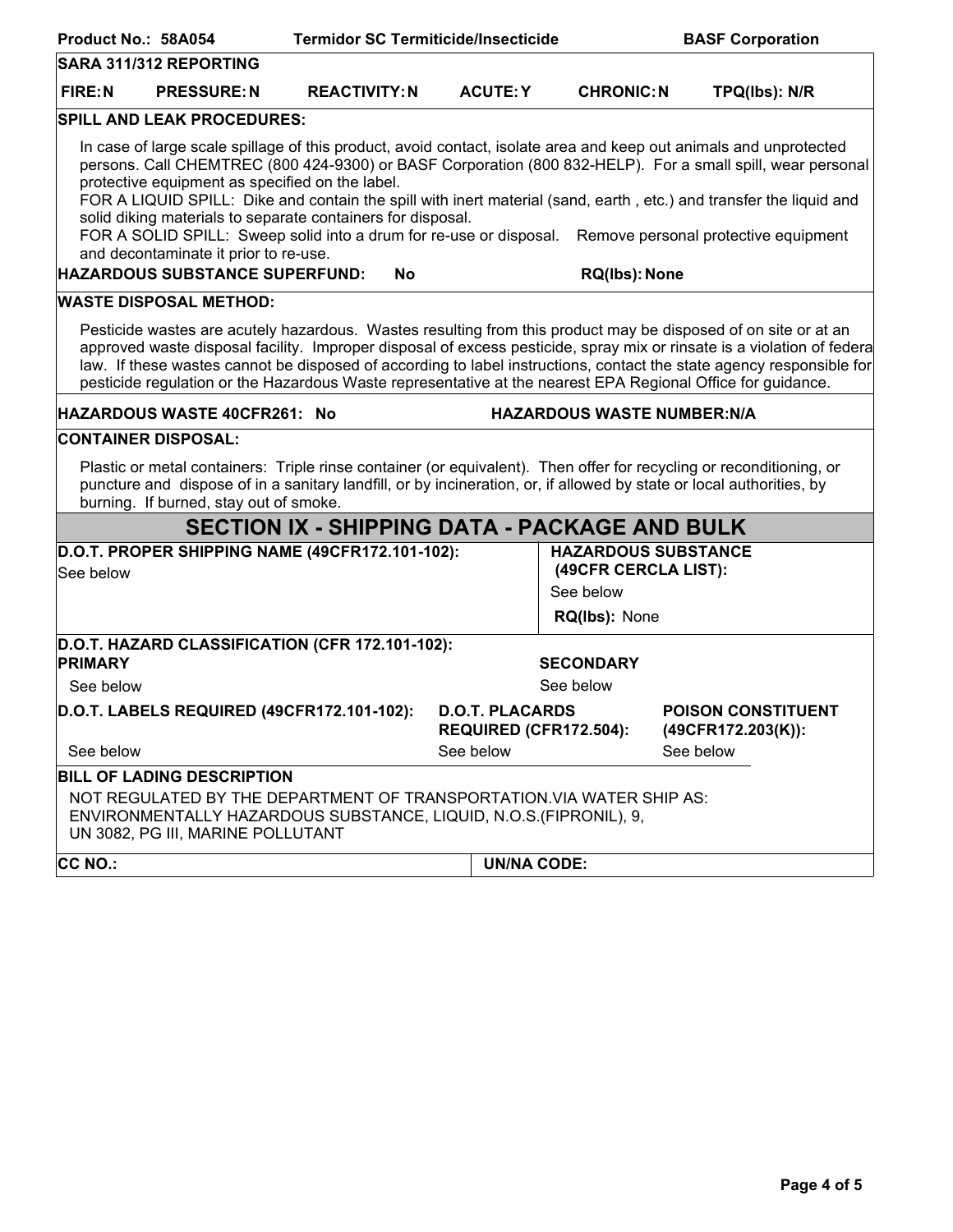**SARA 311/312 REPORTING**

| FIRE: N | PRESSURE: N | REACTIVITY: N | ACUTE: Y | CHRONIC: N | TPQ(lbs): N/R |
|---|---|---|---|---|---|

**SPILL AND LEAK PROCEDURES:**

In case of large scale spillage of this product, avoid contact, isolate area and keep out animals and unprotected persons. Call CHEMTREC (800 424-9300) or BASF Corporation (800 832-HELP). For a small spill, wear personal protective equipment as specified on the label.
FOR A LIQUID SPILL: Dike and contain the spill with inert material (sand, earth , etc.) and transfer the liquid and solid diking materials to separate containers for disposal.
FOR A SOLID SPILL: Sweep solid into a drum for re-use or disposal. Remove personal protective equipment and decontaminate it prior to re-use.

**HAZARDOUS SUBSTANCE SUPERFUND:** No **RQ(lbs):** None

**WASTE DISPOSAL METHOD:**

Pesticide wastes are acutely hazardous. Wastes resulting from this product may be disposed of on site or at an approved waste disposal facility. Improper disposal of excess pesticide, spray mix or rinsate is a violation of federa law. If these wastes cannot be disposed of according to label instructions, contact the state agency responsible for pesticide regulation or the Hazardous Waste representative at the nearest EPA Regional Office for guidance.

**HAZARDOUS WASTE 40CFR261:** No **HAZARDOUS WASTE NUMBER:** N/A

**CONTAINER DISPOSAL:**

Plastic or metal containers: Triple rinse container (or equivalent). Then offer for recycling or reconditioning, or puncture and dispose of in a sanitary landfill, or by incineration, or, if allowed by state or local authorities, by burning. If burned, stay out of smoke.

## SECTION IX - SHIPPING DATA - PACKAGE AND BULK

**D.O.T. PROPER SHIPPING NAME (49CFR172.101-102):**
See below

**HAZARDOUS SUBSTANCE (49CFR CERCLA LIST):**
See below
**RQ(lbs):** None

**D.O.T. HAZARD CLASSIFICATION (CFR 172.101-102):**

| PRIMARY | SECONDARY |
|---|---|
| See below | See below |

| D.O.T. LABELS REQUIRED (49CFR172.101-102): | D.O.T. PLACARDS REQUIRED (CFR172.504): | POISON CONSTITUENT (49CFR172.203(K)): |
|---|---|---|
| See below | See below | See below |

**BILL OF LADING DESCRIPTION**

NOT REGULATED BY THE DEPARTMENT OF TRANSPORTATION.VIA WATER SHIP AS: ENVIRONMENTALLY HAZARDOUS SUBSTANCE, LIQUID, N.O.S.(FIPRONIL), 9, UN 3082, PG III, MARINE POLLUTANT

**CC NO.:** **UN/NA CODE:**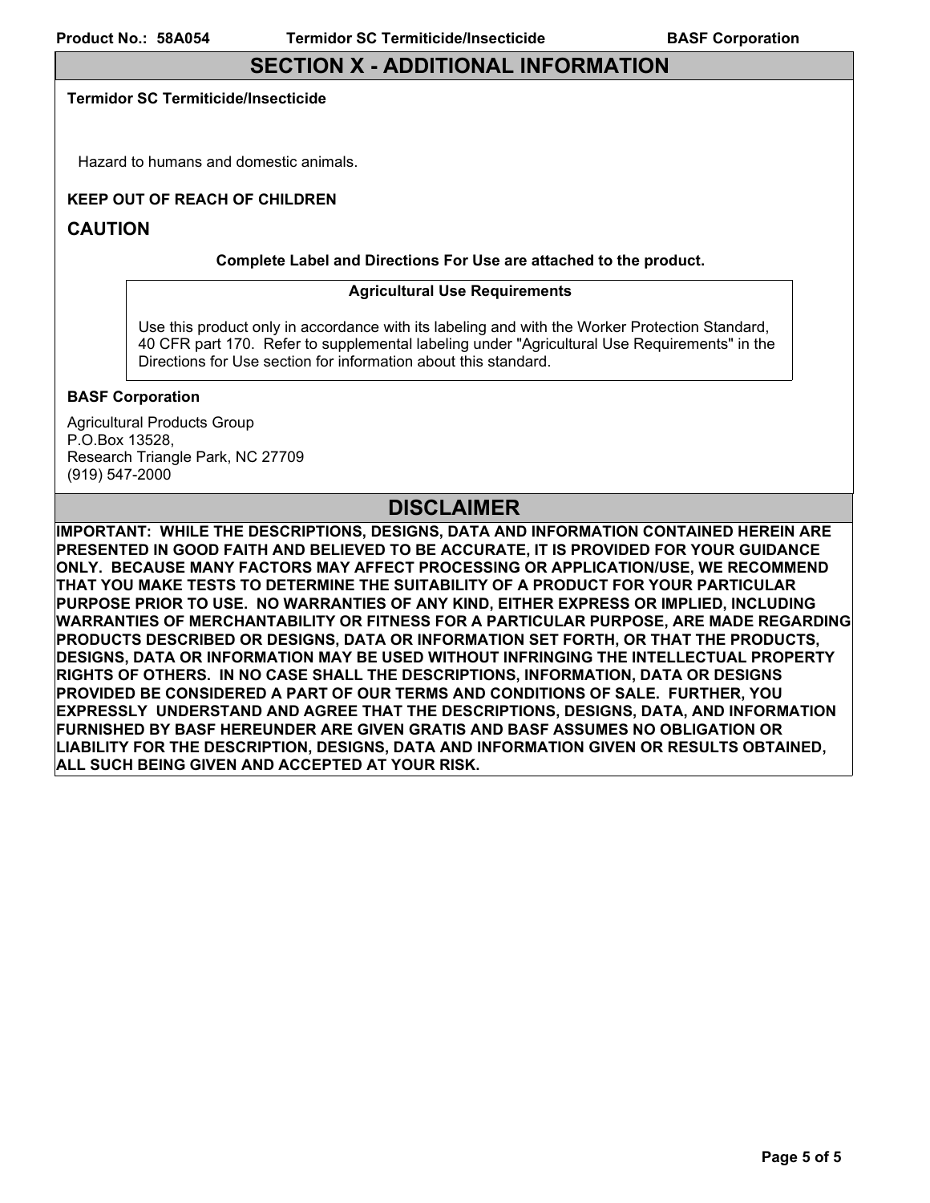## SECTION X - ADDITIONAL INFORMATION

**Termidor SC Termiticide/Insecticide**

Hazard to humans and domestic animals.

**KEEP OUT OF REACH OF CHILDREN**

**CAUTION**

**Complete Label and Directions For Use are attached to the product.**

**Agricultural Use Requirements**

Use this product only in accordance with its labeling and with the Worker Protection Standard, 40 CFR part 170. Refer to supplemental labeling under "Agricultural Use Requirements" in the Directions for Use section for information about this standard.

**BASF Corporation**

Agricultural Products Group
P.O.Box 13528,
Research Triangle Park, NC 27709
(919) 547-2000

## DISCLAIMER

**IMPORTANT: WHILE THE DESCRIPTIONS, DESIGNS, DATA AND INFORMATION CONTAINED HEREIN ARE PRESENTED IN GOOD FAITH AND BELIEVED TO BE ACCURATE, IT IS PROVIDED FOR YOUR GUIDANCE ONLY. BECAUSE MANY FACTORS MAY AFFECT PROCESSING OR APPLICATION/USE, WE RECOMMEND THAT YOU MAKE TESTS TO DETERMINE THE SUITABILITY OF A PRODUCT FOR YOUR PARTICULAR PURPOSE PRIOR TO USE. NO WARRANTIES OF ANY KIND, EITHER EXPRESS OR IMPLIED, INCLUDING WARRANTIES OF MERCHANTABILITY OR FITNESS FOR A PARTICULAR PURPOSE, ARE MADE REGARDING PRODUCTS DESCRIBED OR DESIGNS, DATA OR INFORMATION SET FORTH, OR THAT THE PRODUCTS, DESIGNS, DATA OR INFORMATION MAY BE USED WITHOUT INFRINGING THE INTELLECTUAL PROPERTY RIGHTS OF OTHERS. IN NO CASE SHALL THE DESCRIPTIONS, INFORMATION, DATA OR DESIGNS PROVIDED BE CONSIDERED A PART OF OUR TERMS AND CONDITIONS OF SALE. FURTHER, YOU EXPRESSLY UNDERSTAND AND AGREE THAT THE DESCRIPTIONS, DESIGNS, DATA, AND INFORMATION FURNISHED BY BASF HEREUNDER ARE GIVEN GRATIS AND BASF ASSUMES NO OBLIGATION OR LIABILITY FOR THE DESCRIPTION, DESIGNS, DATA AND INFORMATION GIVEN OR RESULTS OBTAINED, ALL SUCH BEING GIVEN AND ACCEPTED AT YOUR RISK.**